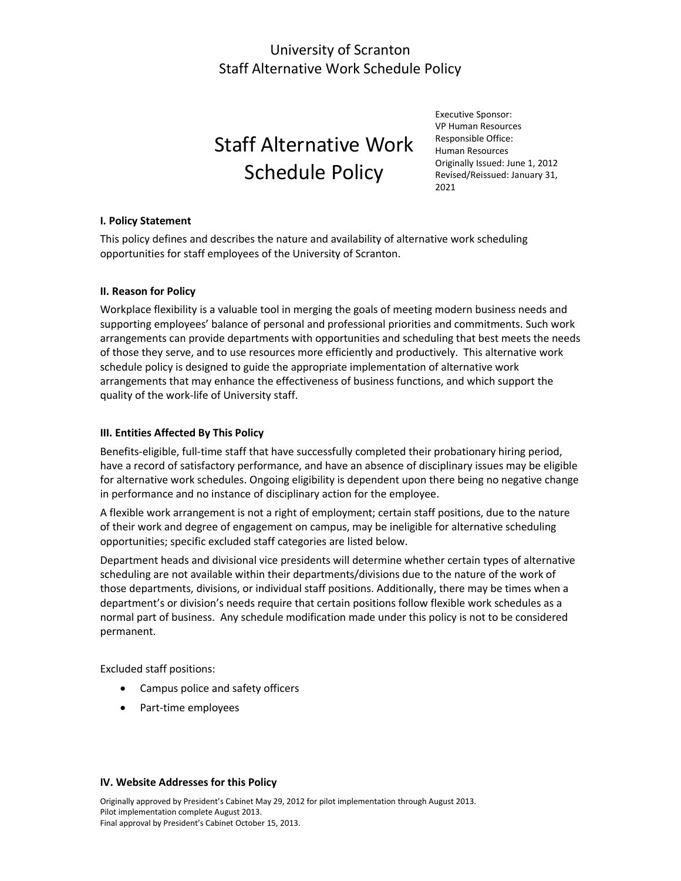University of Scranton
Staff Alternative Work Schedule Policy

# Staff Alternative Work Schedule Policy

Executive Sponsor:
VP Human Resources
Responsible Office:
Human Resources
Originally Issued: June 1, 2012
Revised/Reissued: January 31, 2021

### I. Policy Statement

This policy defines and describes the nature and availability of alternative work scheduling opportunities for staff employees of the University of Scranton.

### II. Reason for Policy

Workplace flexibility is a valuable tool in merging the goals of meeting modern business needs and supporting employees' balance of personal and professional priorities and commitments. Such work arrangements can provide departments with opportunities and scheduling that best meets the needs of those they serve, and to use resources more efficiently and productively. This alternative work schedule policy is designed to guide the appropriate implementation of alternative work arrangements that may enhance the effectiveness of business functions, and which support the quality of the work-life of University staff.

### III. Entities Affected By This Policy

Benefits-eligible, full-time staff that have successfully completed their probationary hiring period, have a record of satisfactory performance, and have an absence of disciplinary issues may be eligible for alternative work schedules. Ongoing eligibility is dependent upon there being no negative change in performance and no instance of disciplinary action for the employee.

A flexible work arrangement is not a right of employment; certain staff positions, due to the nature of their work and degree of engagement on campus, may be ineligible for alternative scheduling opportunities; specific excluded staff categories are listed below.

Department heads and divisional vice presidents will determine whether certain types of alternative scheduling are not available within their departments/divisions due to the nature of the work of those departments, divisions, or individual staff positions. Additionally, there may be times when a department's or division's needs require that certain positions follow flexible work schedules as a normal part of business. Any schedule modification made under this policy is not to be considered permanent.

Excluded staff positions:

- Campus police and safety officers
- Part-time employees

### IV. Website Addresses for this Policy

Originally approved by President's Cabinet May 29, 2012 for pilot implementation through August 2013.
Pilot implementation complete August 2013.
Final approval by President's Cabinet October 15, 2013.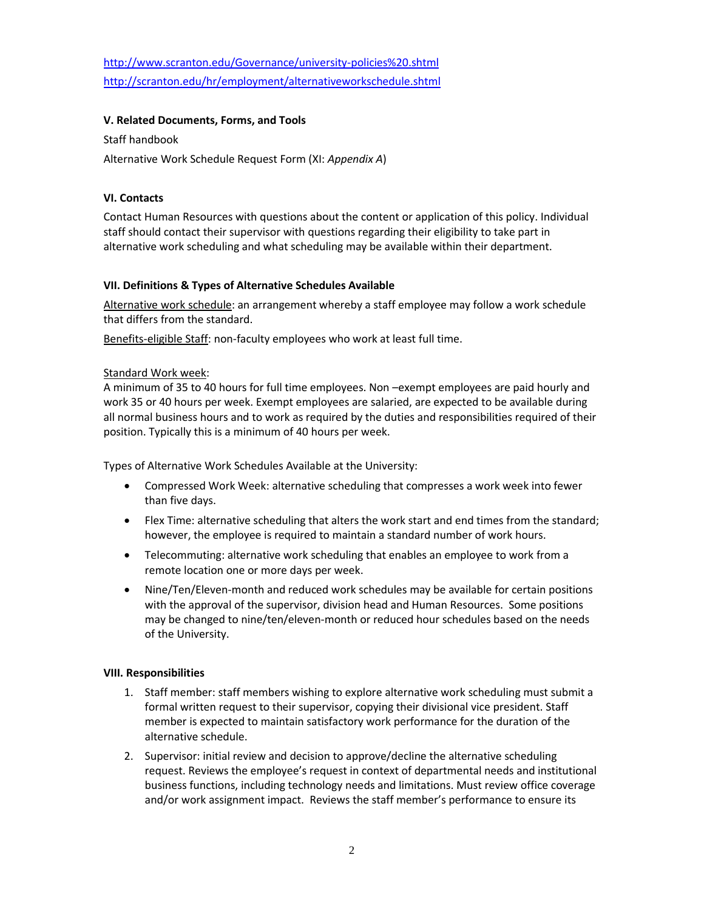http://www.scranton.edu/Governance/university-policies%20.shtml
http://scranton.edu/hr/employment/alternativeworkschedule.shtml

### V. Related Documents, Forms, and Tools

Staff handbook

Alternative Work Schedule Request Form (XI: *Appendix A*)

### VI. Contacts

Contact Human Resources with questions about the content or application of this policy. Individual staff should contact their supervisor with questions regarding their eligibility to take part in alternative work scheduling and what scheduling may be available within their department.

### VII. Definitions & Types of Alternative Schedules Available

<u>Alternative work schedule</u>: an arrangement whereby a staff employee may follow a work schedule that differs from the standard.

<u>Benefits-eligible Staff</u>: non-faculty employees who work at least full time.

<u>Standard Work week</u>:
A minimum of 35 to 40 hours for full time employees. Non –exempt employees are paid hourly and work 35 or 40 hours per week. Exempt employees are salaried, are expected to be available during all normal business hours and to work as required by the duties and responsibilities required of their position. Typically this is a minimum of 40 hours per week.

Types of Alternative Work Schedules Available at the University:

- Compressed Work Week: alternative scheduling that compresses a work week into fewer than five days.
- Flex Time: alternative scheduling that alters the work start and end times from the standard; however, the employee is required to maintain a standard number of work hours.
- Telecommuting: alternative work scheduling that enables an employee to work from a remote location one or more days per week.
- Nine/Ten/Eleven-month and reduced work schedules may be available for certain positions with the approval of the supervisor, division head and Human Resources. Some positions may be changed to nine/ten/eleven-month or reduced hour schedules based on the needs of the University.

### VIII. Responsibilities

1. Staff member: staff members wishing to explore alternative work scheduling must submit a formal written request to their supervisor, copying their divisional vice president. Staff member is expected to maintain satisfactory work performance for the duration of the alternative schedule.
2. Supervisor: initial review and decision to approve/decline the alternative scheduling request. Reviews the employee's request in context of departmental needs and institutional business functions, including technology needs and limitations. Must review office coverage and/or work assignment impact. Reviews the staff member's performance to ensure its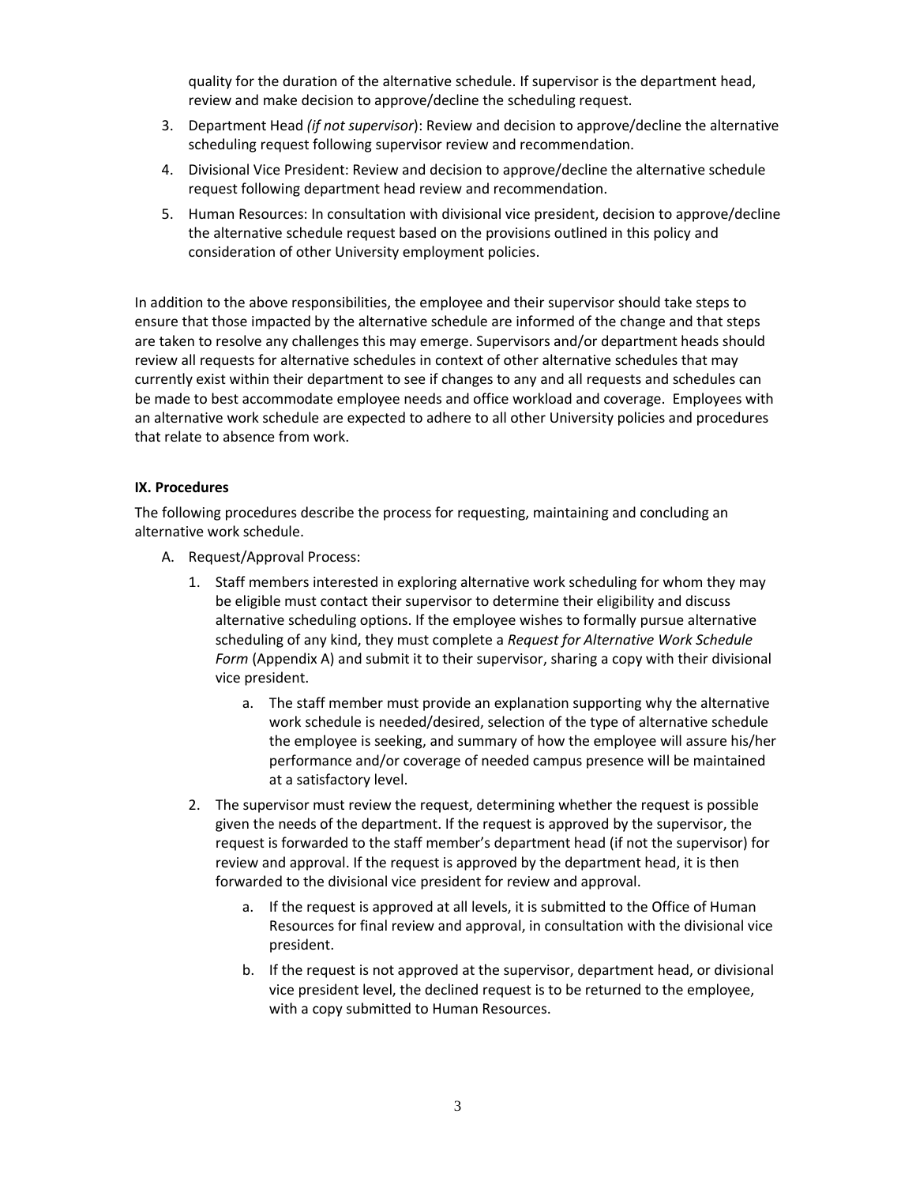quality for the duration of the alternative schedule. If supervisor is the department head, review and make decision to approve/decline the scheduling request.

3. Department Head *(if not supervisor)*: Review and decision to approve/decline the alternative scheduling request following supervisor review and recommendation.
4. Divisional Vice President: Review and decision to approve/decline the alternative schedule request following department head review and recommendation.
5. Human Resources: In consultation with divisional vice president, decision to approve/decline the alternative schedule request based on the provisions outlined in this policy and consideration of other University employment policies.

In addition to the above responsibilities, the employee and their supervisor should take steps to ensure that those impacted by the alternative schedule are informed of the change and that steps are taken to resolve any challenges this may emerge. Supervisors and/or department heads should review all requests for alternative schedules in context of other alternative schedules that may currently exist within their department to see if changes to any and all requests and schedules can be made to best accommodate employee needs and office workload and coverage. Employees with an alternative work schedule are expected to adhere to all other University policies and procedures that relate to absence from work.

**IX. Procedures**

The following procedures describe the process for requesting, maintaining and concluding an alternative work schedule.

A. Request/Approval Process:

1. Staff members interested in exploring alternative work scheduling for whom they may be eligible must contact their supervisor to determine their eligibility and discuss alternative scheduling options. If the employee wishes to formally pursue alternative scheduling of any kind, they must complete a *Request for Alternative Work Schedule Form* (Appendix A) and submit it to their supervisor, sharing a copy with their divisional vice president.
    a. The staff member must provide an explanation supporting why the alternative work schedule is needed/desired, selection of the type of alternative schedule the employee is seeking, and summary of how the employee will assure his/her performance and/or coverage of needed campus presence will be maintained at a satisfactory level.
2. The supervisor must review the request, determining whether the request is possible given the needs of the department. If the request is approved by the supervisor, the request is forwarded to the staff member's department head (if not the supervisor) for review and approval. If the request is approved by the department head, it is then forwarded to the divisional vice president for review and approval.
    a. If the request is approved at all levels, it is submitted to the Office of Human Resources for final review and approval, in consultation with the divisional vice president.
    b. If the request is not approved at the supervisor, department head, or divisional vice president level, the declined request is to be returned to the employee, with a copy submitted to Human Resources.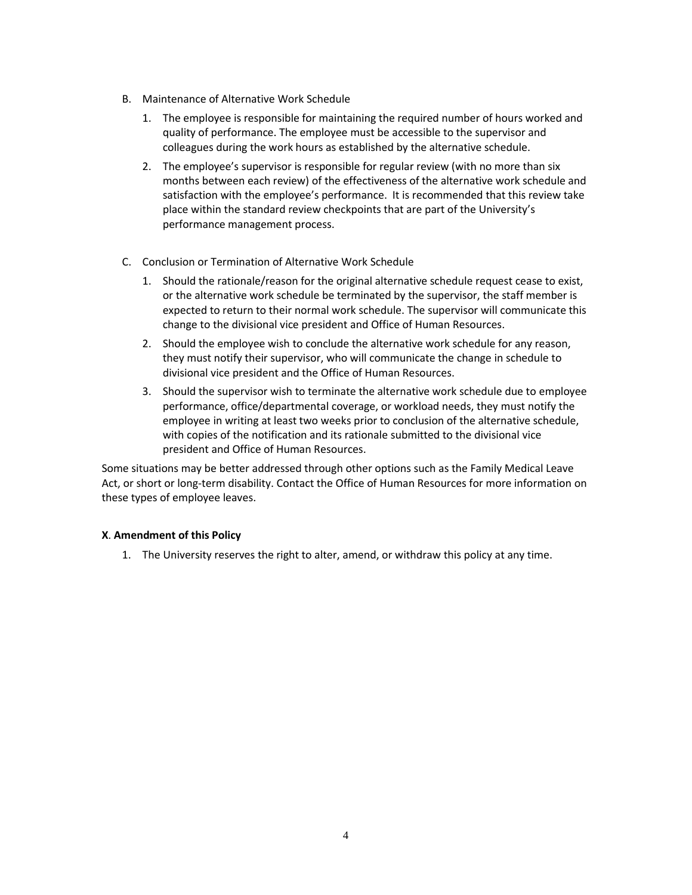B. Maintenance of Alternative Work Schedule

   1. The employee is responsible for maintaining the required number of hours worked and quality of performance. The employee must be accessible to the supervisor and colleagues during the work hours as established by the alternative schedule.

   2. The employee's supervisor is responsible for regular review (with no more than six months between each review) of the effectiveness of the alternative work schedule and satisfaction with the employee's performance. It is recommended that this review take place within the standard review checkpoints that are part of the University's performance management process.

C. Conclusion or Termination of Alternative Work Schedule

   1. Should the rationale/reason for the original alternative schedule request cease to exist, or the alternative work schedule be terminated by the supervisor, the staff member is expected to return to their normal work schedule. The supervisor will communicate this change to the divisional vice president and Office of Human Resources.

   2. Should the employee wish to conclude the alternative work schedule for any reason, they must notify their supervisor, who will communicate the change in schedule to divisional vice president and the Office of Human Resources.

   3. Should the supervisor wish to terminate the alternative work schedule due to employee performance, office/departmental coverage, or workload needs, they must notify the employee in writing at least two weeks prior to conclusion of the alternative schedule, with copies of the notification and its rationale submitted to the divisional vice president and Office of Human Resources.

Some situations may be better addressed through other options such as the Family Medical Leave Act, or short or long-term disability. Contact the Office of Human Resources for more information on these types of employee leaves.

**X. Amendment of this Policy**

1. The University reserves the right to alter, amend, or withdraw this policy at any time.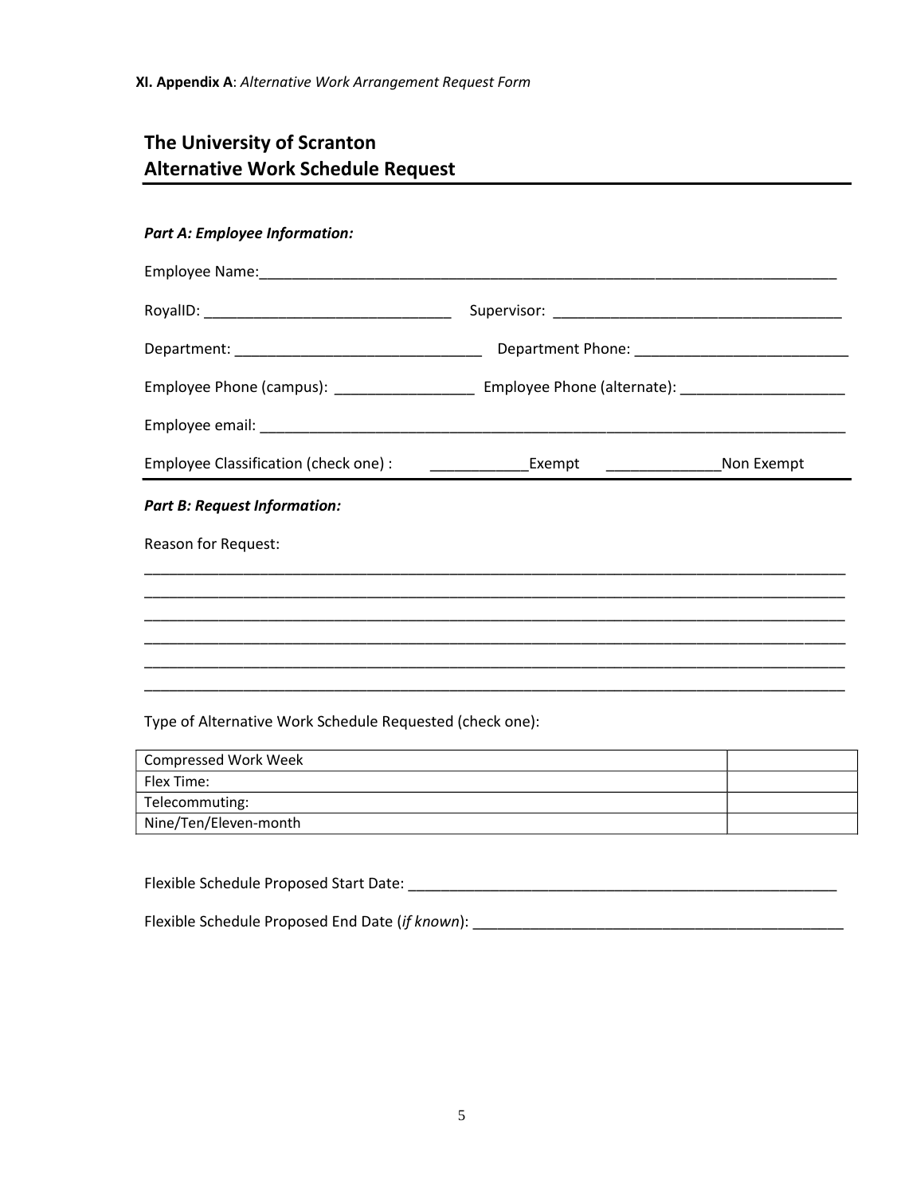**XI. Appendix A**: *Alternative Work Arrangement Request Form*

# The University of Scranton
# Alternative Work Schedule Request

***Part A: Employee Information:***

Employee Name:___________________________________________________________________________

RoyalID: ______________________________ Supervisor: ___________________________________

Department: ______________________________ Department Phone: __________________________

Employee Phone (campus): _________________ Employee Phone (alternate): ____________________

Employee email: ___________________________________________________________________________

Employee Classification (check one) : ____________Exempt ______________Non Exempt

***Part B: Request Information:***

Reason for Request:

_________________________________________________________________________________________
_________________________________________________________________________________________
_________________________________________________________________________________________
_________________________________________________________________________________________
_________________________________________________________________________________________
_________________________________________________________________________________________

Type of Alternative Work Schedule Requested (check one):

| | |
|---|---|
| Compressed Work Week | |
| Flex Time: | |
| Telecommuting: | |
| Nine/Ten/Eleven-month | |

Flexible Schedule Proposed Start Date: ______________________________________________________

Flexible Schedule Proposed End Date (*if known*): ______________________________________________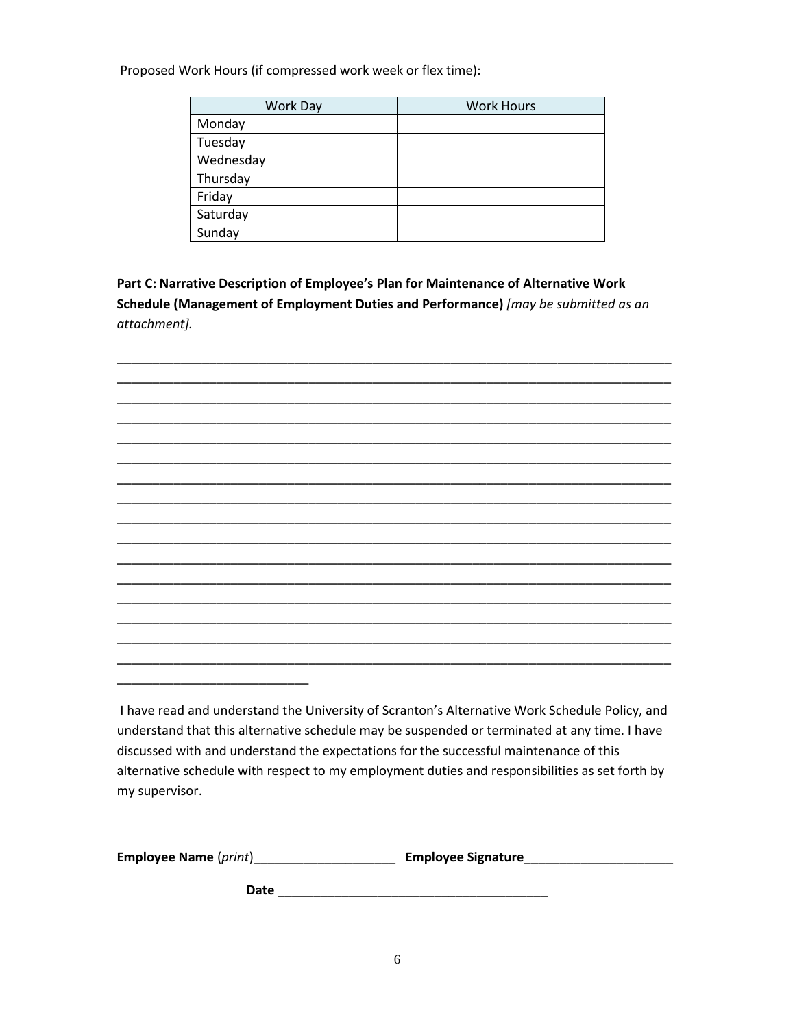Proposed Work Hours (if compressed work week or flex time):

| Work Day | Work Hours |
|---|---|
| Monday | |
| Tuesday | |
| Wednesday | |
| Thursday | |
| Friday | |
| Saturday | |
| Sunday | |

**Part C: Narrative Description of Employee's Plan for Maintenance of Alternative Work Schedule (Management of Employment Duties and Performance)** *[may be submitted as an attachment].*

\_\_\_\_\_\_\_\_\_\_\_\_\_\_\_\_\_\_\_\_\_\_\_\_\_\_\_\_\_\_\_\_\_\_\_\_\_\_\_\_\_\_\_\_\_\_\_\_\_\_\_\_\_\_\_\_\_\_\_\_\_\_\_\_\_\_\_\_\_\_\_\_\_\_\_\_\_\_

\_\_\_\_\_\_\_\_\_\_\_\_\_\_\_\_\_\_\_\_\_\_\_\_\_\_\_\_\_\_\_\_\_\_\_\_\_\_\_\_\_\_\_\_\_\_\_\_\_\_\_\_\_\_\_\_\_\_\_\_\_\_\_\_\_\_\_\_\_\_\_\_\_\_\_\_\_\_

\_\_\_\_\_\_\_\_\_\_\_\_\_\_\_\_\_\_\_\_\_\_\_\_\_\_\_\_\_\_\_\_\_\_\_\_\_\_\_\_\_\_\_\_\_\_\_\_\_\_\_\_\_\_\_\_\_\_\_\_\_\_\_\_\_\_\_\_\_\_\_\_\_\_\_\_\_\_

\_\_\_\_\_\_\_\_\_\_\_\_\_\_\_\_\_\_\_\_\_\_\_\_\_\_\_

I have read and understand the University of Scranton's Alternative Work Schedule Policy, and understand that this alternative schedule may be suspended or terminated at any time. I have discussed with and understand the expectations for the successful maintenance of this alternative schedule with respect to my employment duties and responsibilities as set forth by my supervisor.

**Employee Name** (*print*)\_\_\_\_\_\_\_\_\_\_\_\_\_\_\_\_\_\_\_\_ **Employee Signature**\_\_\_\_\_\_\_\_\_\_\_\_\_\_\_\_\_\_\_\_\_

**Date** \_\_\_\_\_\_\_\_\_\_\_\_\_\_\_\_\_\_\_\_\_\_\_\_\_\_\_\_\_\_\_\_\_\_\_\_\_\_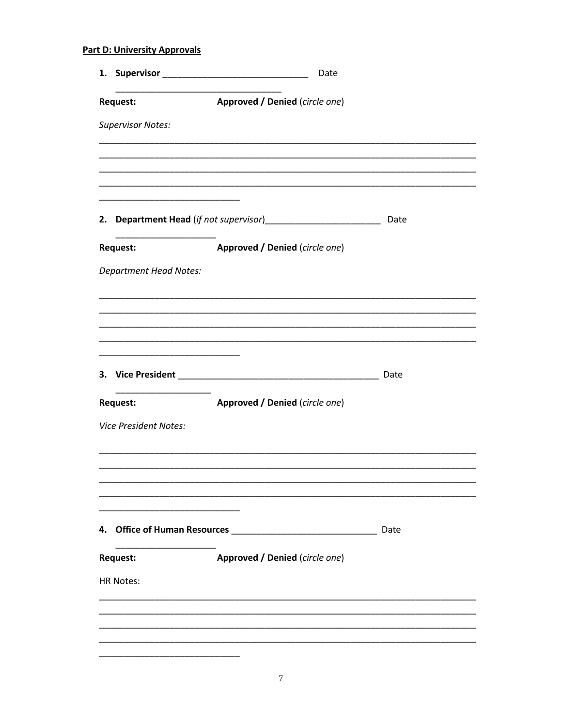**Part D: University Approvals**

1. **Supervisor** ______________________________ Date __________________________________

**Request:** **Approved / Denied** (*circle one*)

*Supervisor Notes:*

_______________________________________________________________________________
_______________________________________________________________________________
_______________________________________________________________________________
_______________________________________________________________________________
______________________________

2. **Department Head** (*if not supervisor*)________________________ Date _____________________

**Request:** **Approved / Denied** (*circle one*)

*Department Head Notes:*

_______________________________________________________________________________
_______________________________________________________________________________
_______________________________________________________________________________
_______________________________________________________________________________
______________________________

3. **Vice President** _________________________________________ Date ____________________

**Request:** **Approved / Denied** (*circle one*)

*Vice President Notes:*

_______________________________________________________________________________
_______________________________________________________________________________
_______________________________________________________________________________
_______________________________________________________________________________
______________________________

4. **Office of Human Resources** ______________________________ Date _____________________

**Request:** **Approved / Denied** (*circle one*)

HR Notes:

_______________________________________________________________________________
_______________________________________________________________________________
_______________________________________________________________________________
_______________________________________________________________________________
______________________________